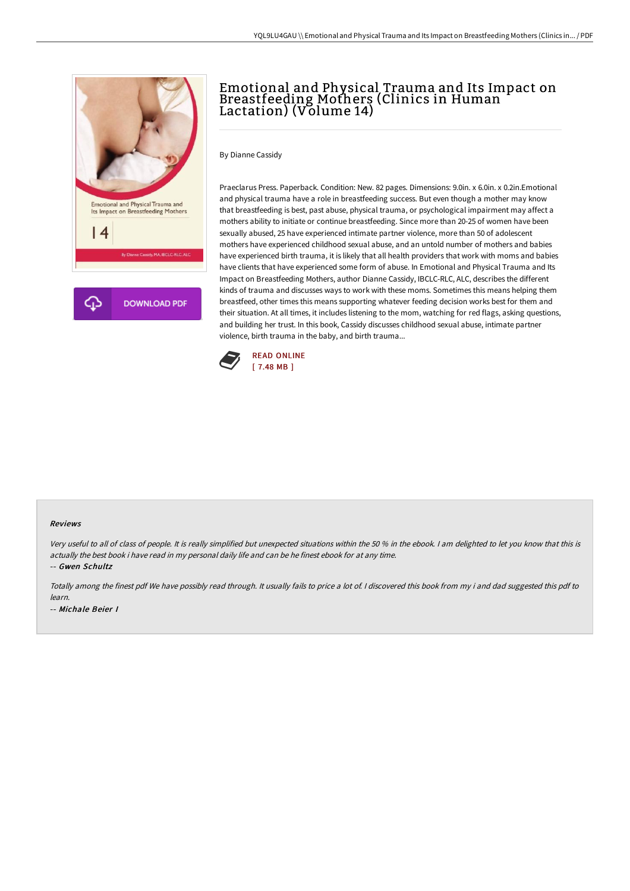# Emotional and Physical Trauma and Its Impact on Breastfeeding Mothers (Clinics in Human Lactation) (Volume 14)

By Dianne Cassidy

Praeclarus Press. Paperback. Condition: New. 82 pages. Dimensions: 9.0in. x 6.0in. x 0.2in.Emotional and physical trauma have a role in breastfeeding success. But even though a mother may know that breastfeeding is best, past abuse, physical trauma, or psychological impairment may affect a mothers ability to initiate or continue breastfeeding. Since more than 20-25 of women have been sexually abused, 25 have experienced intimate partner violence, more than 50 of adolescent mothers have experienced childhood sexual abuse, and an untold number of mothers and babies have experienced birth trauma, it is likely that all health providers that work with moms and babies have clients that have experienced some form of abuse. In Emotional and Physical Trauma and Its Impact on Breastfeeding Mothers, author Dianne Cassidy, IBCLC-RLC, ALC, describes the different kinds of trauma and discusses ways to work with these moms. Sometimes this means helping them breastfeed, other times this means supporting whatever feeding decision works best for them and their situation. At all times, it includes listening to the mom, watching for red flags, asking questions, and building her trust. In this book, Cassidy discusses childhood sexual abuse, intimate partner violence, birth trauma in the baby, and birth trauma...

DOWNLOAD PDF

READ ONLINE
[ 7.48 MB ]

#### Reviews

*Very useful to all of class of people. It is really simplified but unexpected situations within the 50 % in the ebook. I am delighted to let you know that this is actually the best book i have read in my personal daily life and can be he finest ebook for at any time.*

-- *Gwen Schultz*

*Totally among the finest pdf We have possibly read through. It usually fails to price a lot of. I discovered this book from my i and dad suggested this pdf to learn.*

-- *Michale Beier I*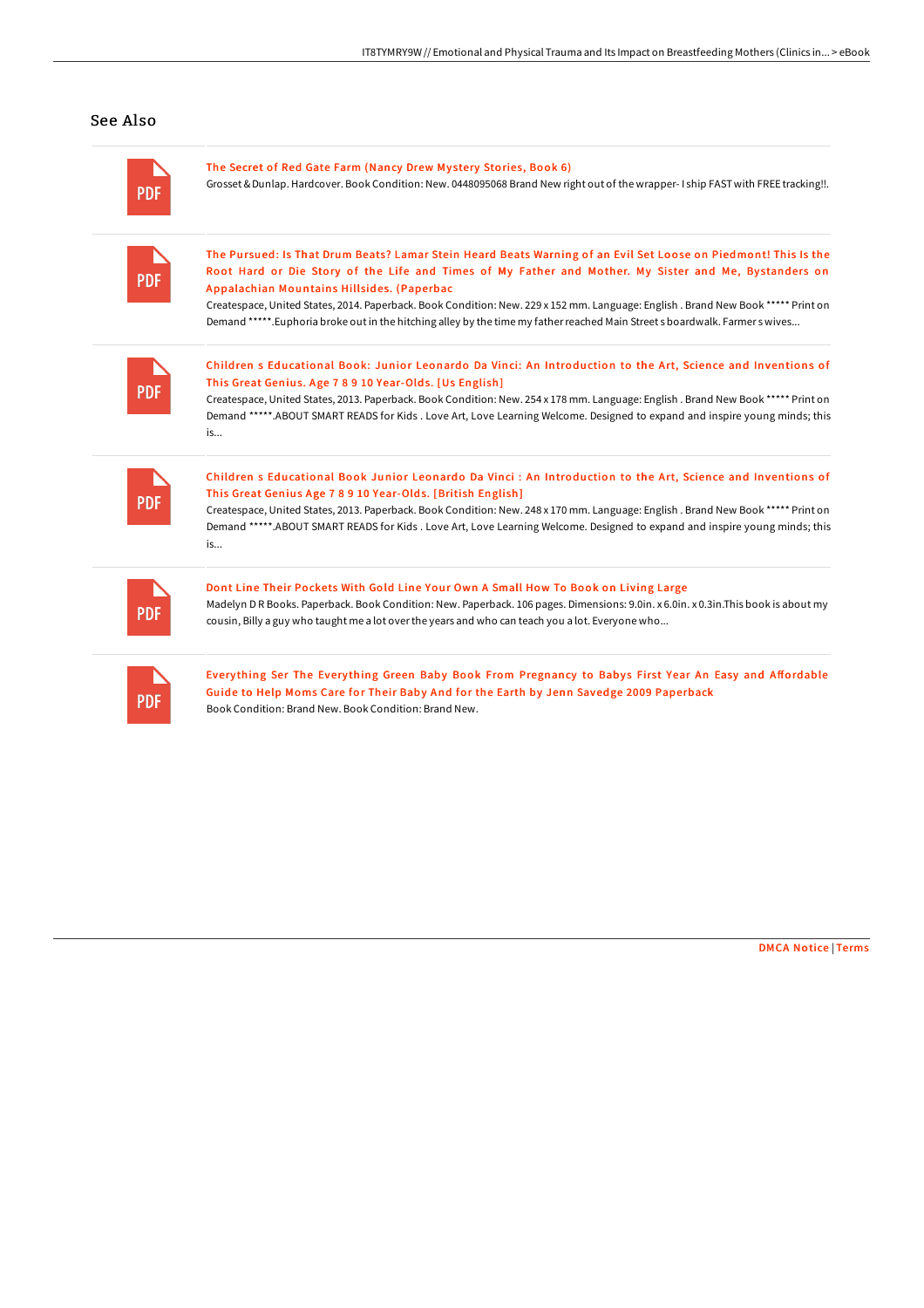## See Also

PDF

**The Secret of Red Gate Farm (Nancy Drew Mystery Stories, Book 6)**

Grosset & Dunlap. Hardcover. Book Condition: New. 0448095068 Brand New right out of the wrapper- I ship FAST with FREE tracking!!.

PDF

**The Pursued: Is That Drum Beats? Lamar Stein Heard Beats Warning of an Evil Set Loose on Piedmont! This Is the Root Hard or Die Story of the Life and Times of My Father and Mother. My Sister and Me, Bystanders on Appalachian Mountains Hillsides. (Paperbac**

Createspace, United States, 2014. Paperback. Book Condition: New. 229 x 152 mm. Language: English . Brand New Book ***** Print on Demand *****.Euphoria broke out in the hitching alley by the time my father reached Main Street s boardwalk. Farmer s wives...

PDF

**Children s Educational Book: Junior Leonardo Da Vinci: An Introduction to the Art, Science and Inventions of This Great Genius. Age 7 8 9 10 Year-Olds. [Us English]**

Createspace, United States, 2013. Paperback. Book Condition: New. 254 x 178 mm. Language: English . Brand New Book ***** Print on Demand *****.ABOUT SMART READS for Kids . Love Art, Love Learning Welcome. Designed to expand and inspire young minds; this is...

PDF

**Children s Educational Book Junior Leonardo Da Vinci : An Introduction to the Art, Science and Inventions of This Great Genius Age 7 8 9 10 Year-Olds. [British English]**

Createspace, United States, 2013. Paperback. Book Condition: New. 248 x 170 mm. Language: English . Brand New Book ***** Print on Demand *****.ABOUT SMART READS for Kids . Love Art, Love Learning Welcome. Designed to expand and inspire young minds; this is...

PDF

**Dont Line Their Pockets With Gold Line Your Own A Small How To Book on Living Large**

Madelyn D R Books. Paperback. Book Condition: New. Paperback. 106 pages. Dimensions: 9.0in. x 6.0in. x 0.3in.This book is about my cousin, Billy a guy who taught me a lot over the years and who can teach you a lot. Everyone who...

PDF

**Everything Ser The Everything Green Baby Book From Pregnancy to Babys First Year An Easy and Affordable Guide to Help Moms Care for Their Baby And for the Earth by Jenn Savedge 2009 Paperback**

Book Condition: Brand New. Book Condition: Brand New.

DMCA Notice | Terms